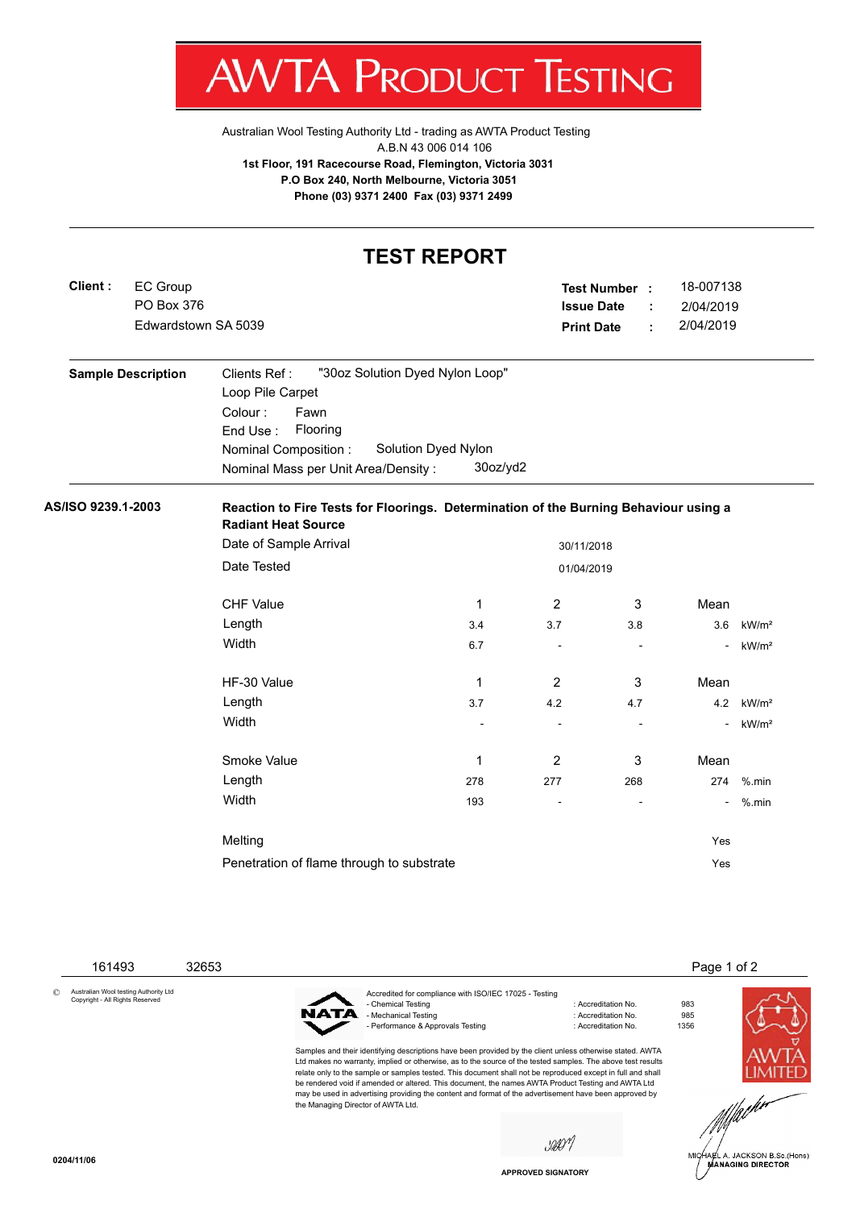# AWTA PRODUCT TESTING

Australian Wool Testing Authority Ltd - trading as AWTA Product Testing
A.B.N 43 006 014 106
**1st Floor, 191 Racecourse Road, Flemington, Victoria 3031**
**P.O Box 240, North Melbourne, Victoria 3051**
**Phone (03) 9371 2400 Fax (03) 9371 2499**

## TEST REPORT

**Client :** EC Group
PO Box 376
Edwardstown SA 5039

**Test Number :** 18-007138
**Issue Date :** 2/04/2019
**Print Date :** 2/04/2019

**Sample Description**

Clients Ref : "30oz Solution Dyed Nylon Loop"
Loop Pile Carpet
Colour : Fawn
End Use : Flooring
Nominal Composition : Solution Dyed Nylon
Nominal Mass per Unit Area/Density : 30oz/yd2

**AS/ISO 9239.1-2003**

**Reaction to Fire Tests for Floorings. Determination of the Burning Behaviour using a Radiant Heat Source**

Date of Sample Arrival: 30/11/2018
Date Tested: 01/04/2019

| CHF Value | 1 | 2 | 3 | Mean | |
|---|---|---|---|---|---|
| Length | 3.4 | 3.7 | 3.8 | 3.6 | kW/m² |
| Width | 6.7 | - | - | - | kW/m² |

| HF-30 Value | 1 | 2 | 3 | Mean | |
|---|---|---|---|---|---|
| Length | 3.7 | 4.2 | 4.7 | 4.2 | kW/m² |
| Width | - | - | - | - | kW/m² |

| Smoke Value | 1 | 2 | 3 | Mean | |
|---|---|---|---|---|---|
| Length | 278 | 277 | 268 | 274 | %.min |
| Width | 193 | - | - | - | %.min |

Melting: Yes
Penetration of flame through to substrate: Yes

161493 32653

© Australian Wool testing Authority Ltd
Copyright - All Rights Reserved

Accredited for compliance with ISO/IEC 17025 - Testing
- Chemical Testing : Accreditation No. 983
- Mechanical Testing : Accreditation No. 985
- Performance & Approvals Testing : Accreditation No. 1356

Samples and their identifying descriptions have been provided by the client unless otherwise stated. AWTA Ltd makes no warranty, implied or otherwise, as to the source of the tested samples. The above test results relate only to the sample or samples tested. This document shall not be reproduced except in full and shall be rendered void if amended or altered. This document, the names AWTA Product Testing and AWTA Ltd may be used in advertising providing the content and format of the advertisement have been approved by the Managing Director of AWTA Ltd.

APPROVED SIGNATORY

MICHAEL A. JACKSON B.Sc.(Hons)
MANAGING DIRECTOR

0204/11/06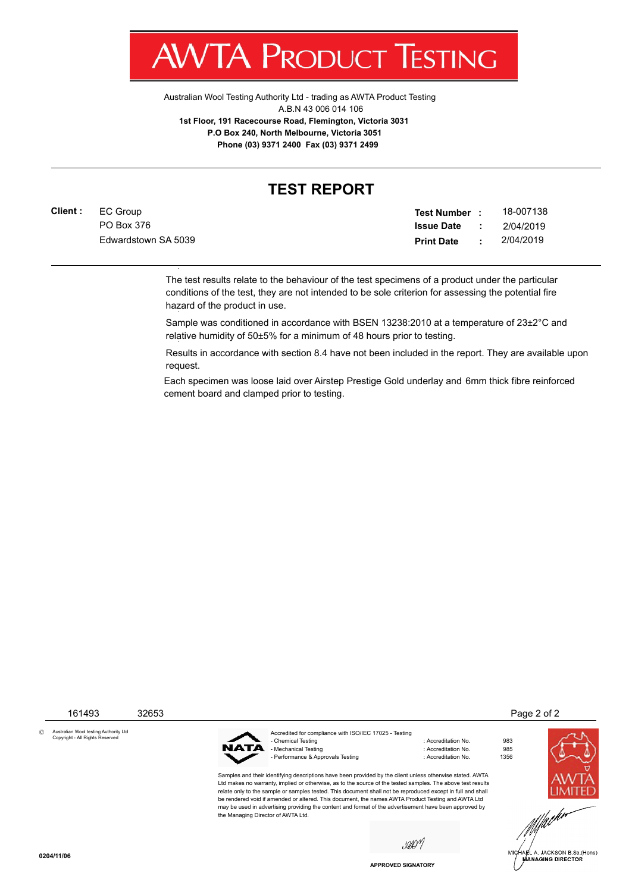# AWTA PRODUCT TESTING

Australian Wool Testing Authority Ltd - trading as AWTA Product Testing
A.B.N 43 006 014 106
**1st Floor, 191 Racecourse Road, Flemington, Victoria 3031**
**P.O Box 240, North Melbourne, Victoria 3051**
**Phone (03) 9371 2400 Fax (03) 9371 2499**

## TEST REPORT

**Client :** EC Group
PO Box 376
Edwardstown SA 5039

**Test Number :** 18-007138
**Issue Date :** 2/04/2019
**Print Date :** 2/04/2019

The test results relate to the behaviour of the test specimens of a product under the particular conditions of the test, they are not intended to be sole criterion for assessing the potential fire hazard of the product in use.

Sample was conditioned in accordance with BSEN 13238:2010 at a temperature of 23±2°C and relative humidity of 50±5% for a minimum of 48 hours prior to testing.

Results in accordance with section 8.4 have not been included in the report. They are available upon request.

Each specimen was loose laid over Airstep Prestige Gold underlay and 6mm thick fibre reinforced cement board and clamped prior to testing.

161493 32653

© Australian Wool testing Authority Ltd
Copyright - All Rights Reserved

Accredited for compliance with ISO/IEC 17025 - Testing

| | | |
|---|---|---|
| - Chemical Testing | : Accreditation No. | 983 |
| - Mechanical Testing | : Accreditation No. | 985 |
| - Performance & Approvals Testing | : Accreditation No. | 1356 |

Samples and their identifying descriptions have been provided by the client unless otherwise stated. AWTA Ltd makes no warranty, implied or otherwise, as to the source of the tested samples. The above test results relate only to the sample or samples tested. This document shall not be reproduced except in full and shall be rendered void if amended or altered. This document, the names AWTA Product Testing and AWTA Ltd may be used in advertising providing the content and format of the advertisement have been approved by the Managing Director of AWTA Ltd.

APPROVED SIGNATORY

MICHAEL A. JACKSON B.Sc.(Hons)
MANAGING DIRECTOR

0204/11/06